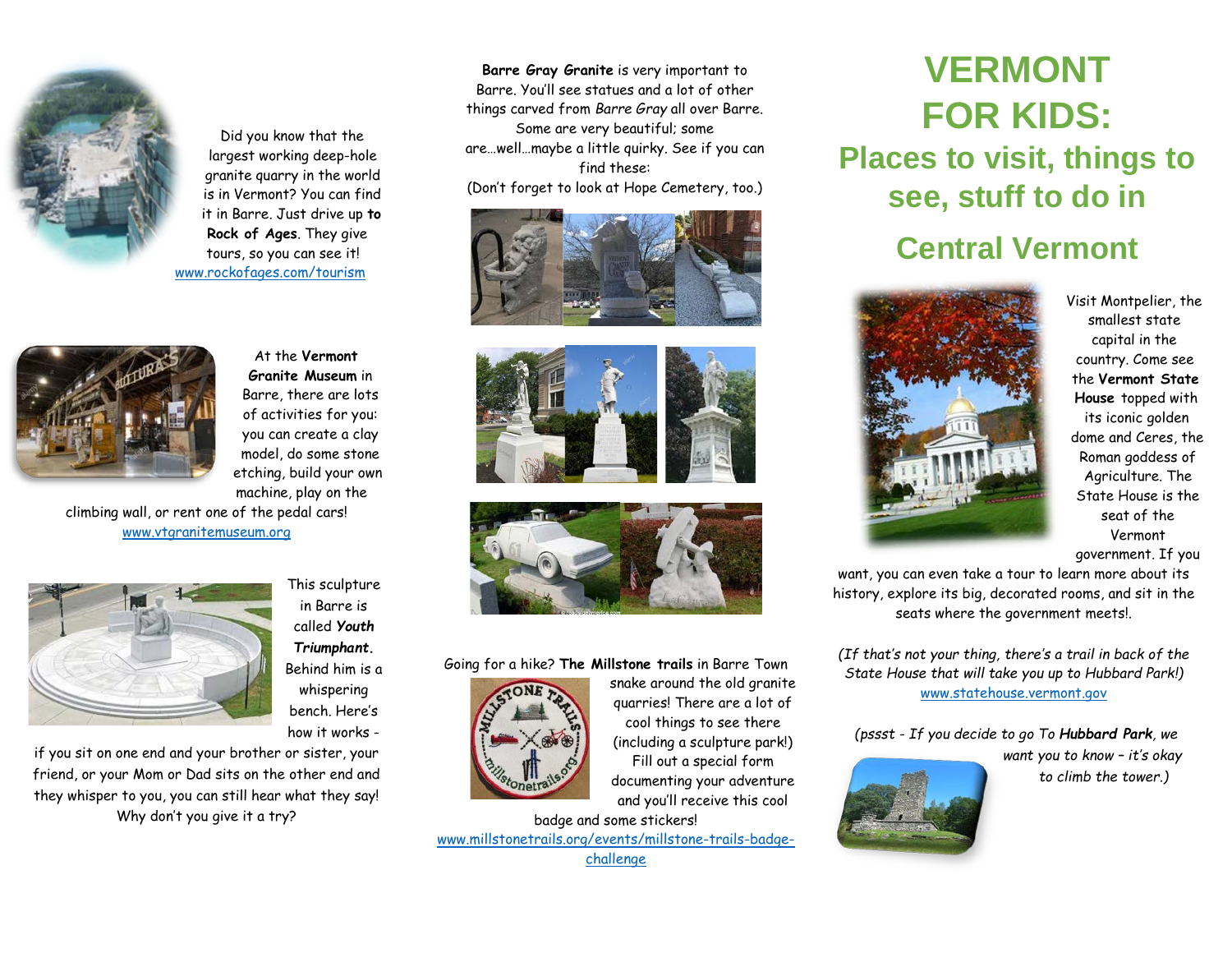# VERMONT FOR KIDS:

## Places to visit, things to see, stuff to do in

## Central Vermont

Did you know that the largest working deep-hole granite quarry in the world is in Vermont? You can find it in Barre. Just drive up **to Rock of Ages**. They give tours, so you can see it!
www.rockofages.com/tourism

At the **Vermont Granite Museum** in Barre, there are lots of activities for you: you can create a clay model, do some stone etching, build your own machine, play on the climbing wall, or rent one of the pedal cars!
www.vtgranitemuseum.org

This sculpture in Barre is called ***Youth Triumphant***. Behind him is a whispering bench. Here's how it works - if you sit on one end and your brother or sister, your friend, or your Mom or Dad sits on the other end and they whisper to you, you can still hear what they say! Why don't you give it a try?

**Barre Gray Granite** is very important to Barre. You'll see statues and a lot of other things carved from *Barre Gray* all over Barre. Some are very beautiful; some are…well…maybe a little quirky. See if you can find these:
(Don't forget to look at Hope Cemetery, too.)

Going for a hike? **The Millstone trails** in Barre Town snake around the old granite quarries! There are a lot of cool things to see there (including a sculpture park!) Fill out a special form documenting your adventure and you'll receive this cool badge and some stickers!
www.millstonetrails.org/events/millstone-trails-badge-challenge

Visit Montpelier, the smallest state capital in the country. Come see the **Vermont State House** topped with its iconic golden dome and Ceres, the Roman goddess of Agriculture. The State House is the seat of the Vermont government. If you want, you can even take a tour to learn more about its history, explore its big, decorated rooms, and sit in the seats where the government meets!.

*(If that's not your thing, there's a trail in back of the State House that will take you up to Hubbard Park!)*
www.statehouse.vermont.gov

*(pssst - If you decide to go To **Hubbard Park**, we want you to know – it's okay to climb the tower.)*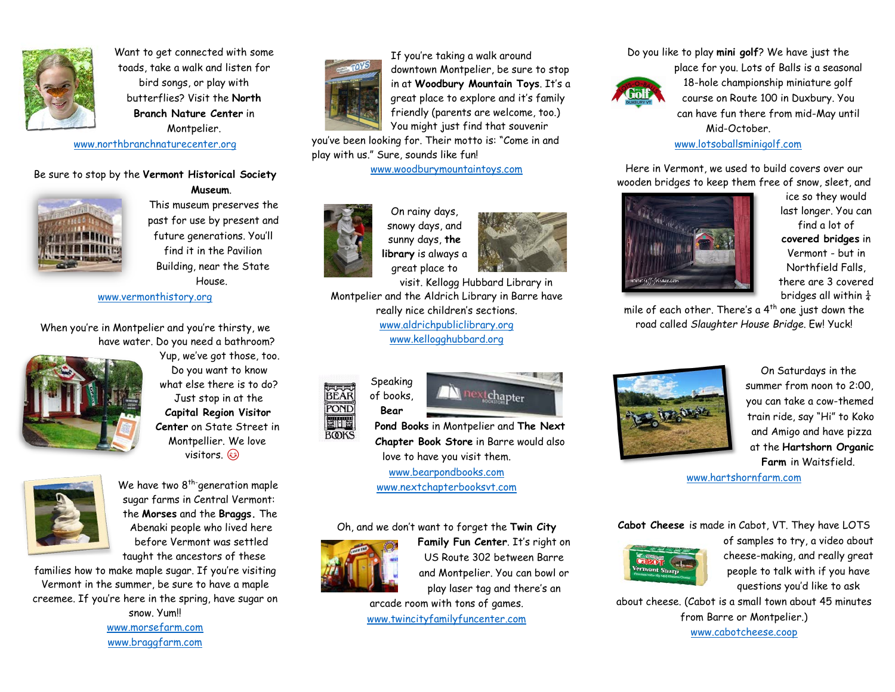Want to get connected with some toads, take a walk and listen for bird songs, or play with butterflies? Visit the **North Branch Nature Center** in Montpelier.
www.northbranchnaturecenter.org

Be sure to stop by the **Vermont Historical Society Museum**. This museum preserves the past for use by present and future generations. You'll find it in the Pavilion Building, near the State House.
www.vermonthistory.org

When you're in Montpelier and you're thirsty, we have water. Do you need a bathroom? Yup, we've got those, too. Do you want to know what else there is to do? Just stop in at the **Capital Region Visitor Center** on State Street in Montpelier. We love visitors. ☺

We have two 8th-generation maple sugar farms in Central Vermont: the **Morses** and the **Braggs**. The Abenaki people who lived here before Vermont was settled taught the ancestors of these families how to make maple sugar. If you're visiting Vermont in the summer, be sure to have a maple creemee. If you're here in the spring, have sugar on snow. Yum!!
www.morsefarm.com
www.braggfarm.com

If you're taking a walk around downtown Montpelier, be sure to stop in at **Woodbury Mountain Toys**. It's a great place to explore and it's family friendly (parents are welcome, too.) You might just find that souvenir you've been looking for. Their motto is: "Come in and play with us." Sure, sounds like fun!
www.woodburymountaintoys.com

On rainy days, snowy days, and sunny days, **the library** is always a great place to visit. Kellogg Hubbard Library in Montpelier and the Aldrich Library in Barre have really nice children's sections.
www.aldrichpubliclibrary.org
www.kellogghubbard.org

Speaking of books, **Bear Pond Books** in Montpelier and **The Next Chapter Book Store** in Barre would also love to have you visit them.
www.bearpondbooks.com
www.nextchapterbooksvt.com

Oh, and we don't want to forget the **Twin City Family Fun Center**. It's right on US Route 302 between Barre and Montpelier. You can bowl or play laser tag and there's an arcade room with tons of games.
www.twincityfamilyfuncenter.com

Do you like to play **mini golf**? We have just the place for you. Lots of Balls is a seasonal 18-hole championship miniature golf course on Route 100 in Duxbury. You can have fun there from mid-May until Mid-October.
www.lotsoballsminigolf.com

Here in Vermont, we used to build covers over our wooden bridges to keep them free of snow, sleet, and ice so they would last longer. You can find a lot of **covered bridges** in Vermont - but in Northfield Falls, there are 3 covered bridges all within ¼ mile of each other. There's a 4th one just down the road called *Slaughter House Bridge*. Ew! Yuck!

On Saturdays in the summer from noon to 2:00, you can take a cow-themed train ride, say "Hi" to Koko and Amigo and have pizza at the **Hartshorn Organic Farm** in Waitsfield.
www.hartshornfarm.com

**Cabot Cheese** is made in Cabot, VT. They have LOTS of samples to try, a video about cheese-making, and really great people to talk with if you have questions you'd like to ask about cheese. (Cabot is a small town about 45 minutes from Barre or Montpelier.)
www.cabotcheese.coop